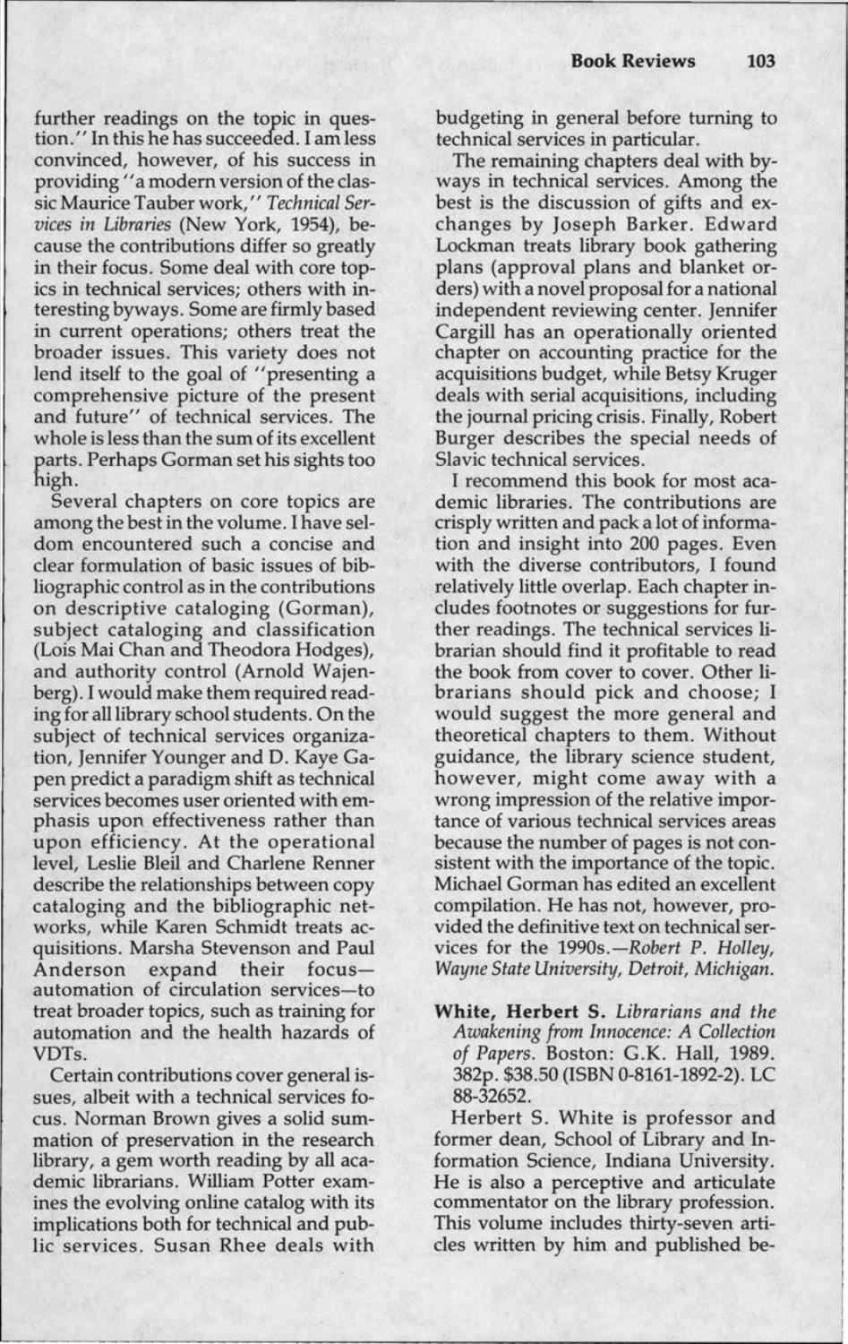further readings on the topic in question." In this he has succeeded. I am less convinced, however, of his success in providing "a modern version of the classic Maurice Tauber work," *Technical Services in Libraries* (New York, 1954), because the contributions differ so greatly in their focus. Some deal with core topics in technical services; others with interesting byways. Some are firmly based in current operations; others treat the broader issues. This variety does not lend itself to the goal of "presenting a comprehensive picture of the present and future" of technical services. The whole is less than the sum of its excellent parts. Perhaps Gorman set his sights too high.

Several chapters on core topics are among the best in the volume. I have seldom encountered such a concise and clear formulation of basic issues of bibliographic control as in the contributions on descriptive cataloging (Gorman), subject cataloging and classification (Lois Mai Chan and Theodora Hodges), and authority control (Arnold Wajenberg). I would make them required reading for all library school students. On the subject of technical services organization, Jennifer Younger and D. Kaye Gapen predict a paradigm shift as technical services becomes user oriented with emphasis upon effectiveness rather than upon efficiency. At the operational level, Leslie Bleil and Charlene Renner describe the relationships between copy cataloging and the bibliographic networks, while Karen Schmidt treats acquisitions. Marsha Stevenson and Paul Anderson expand their focus—automation of circulation services—to treat broader topics, such as training for automation and the health hazards of VDTs.

Certain contributions cover general issues, albeit with a technical services focus. Norman Brown gives a solid summation of preservation in the research library, a gem worth reading by all academic librarians. William Potter examines the evolving online catalog with its implications both for technical and public services. Susan Rhee deals with budgeting in general before turning to technical services in particular.

The remaining chapters deal with byways in technical services. Among the best is the discussion of gifts and exchanges by Joseph Barker. Edward Lockman treats library book gathering plans (approval plans and blanket orders) with a novel proposal for a national independent reviewing center. Jennifer Cargill has an operationally oriented chapter on accounting practice for the acquisitions budget, while Betsy Kruger deals with serial acquisitions, including the journal pricing crisis. Finally, Robert Burger describes the special needs of Slavic technical services.

I recommend this book for most academic libraries. The contributions are crisply written and pack a lot of information and insight into 200 pages. Even with the diverse contributors, I found relatively little overlap. Each chapter includes footnotes or suggestions for further readings. The technical services librarian should find it profitable to read the book from cover to cover. Other librarians should pick and choose; I would suggest the more general and theoretical chapters to them. Without guidance, the library science student, however, might come away with a wrong impression of the relative importance of various technical services areas because the number of pages is not consistent with the importance of the topic. Michael Gorman has edited an excellent compilation. He has not, however, provided the definitive text on technical services for the 1990s.—*Robert P. Holley, Wayne State University, Detroit, Michigan.*

**White, Herbert S.** *Librarians and the Awakening from Innocence: A Collection of Papers.* Boston: G.K. Hall, 1989. 382p. $38.50 (ISBN 0-8161-1892-2). LC 88-32652.

Herbert S. White is professor and former dean, School of Library and Information Science, Indiana University. He is also a perceptive and articulate commentator on the library profession. This volume includes thirty-seven articles written by him and published be-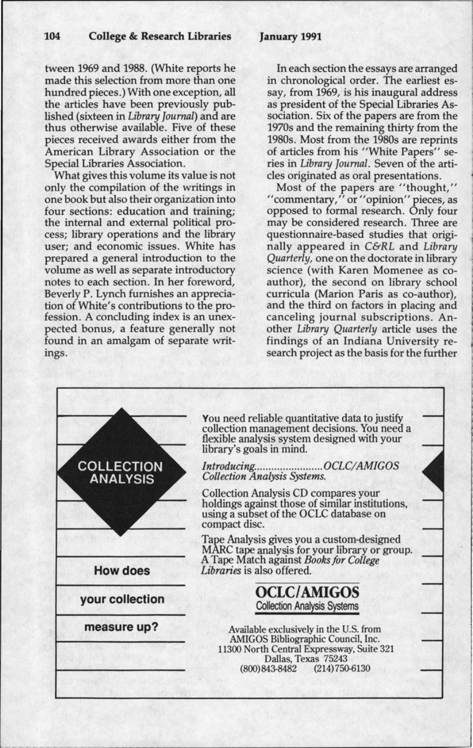tween 1969 and 1988. (White reports he made this selection from more than one hundred pieces.) With one exception, all the articles have been previously published (sixteen in *Library Journal*) and are thus otherwise available. Five of these pieces received awards either from the American Library Association or the Special Libraries Association.

What gives this volume its value is not only the compilation of the writings in one book but also their organization into four sections: education and training; the internal and external political process; library operations and the library user; and economic issues. White has prepared a general introduction to the volume as well as separate introductory notes to each section. In her foreword, Beverly P. Lynch furnishes an appreciation of White's contributions to the profession. A concluding index is an unexpected bonus, a feature generally not found in an amalgam of separate writings.

In each section the essays are arranged in chronological order. The earliest essay, from 1969, is his inaugural address as president of the Special Libraries Association. Six of the papers are from the 1970s and the remaining thirty from the 1980s. Most from the 1980s are reprints of articles from his "White Papers" series in *Library Journal*. Seven of the articles originated as oral presentations.

Most of the papers are "thought," "commentary," or "opinion" pieces, as opposed to formal research. Only four may be considered research. Three are questionnaire-based studies that originally appeared in *C&RL* and *Library Quarterly*, one on the doctorate in library science (with Karen Momenee as co-author), the second on library school curricula (Marion Paris as co-author), and the third on factors in placing and canceling journal subscriptions. Another *Library Quarterly* article uses the findings of an Indiana University research project as the basis for the further

---

**COLLECTION ANALYSIS**

**How does your collection measure up?**

You need reliable quantitative data to justify collection management decisions. You need a flexible analysis system designed with your library's goals in mind.

*Introducing.......................OCLC/AMIGOS Collection Analysis Systems.*

Collection Analysis CD compares your holdings against those of similar institutions, using a subset of the OCLC database on compact disc.

Tape Analysis gives you a custom-designed MARC tape analysis for your library or group. A Tape Match against *Books for College Libraries* is also offered.

**OCLC/AMIGOS**
Collection Analysis Systems

Available exclusively in the U.S. from
AMIGOS Bibliographic Council, Inc.
11300 North Central Expressway, Suite 321
Dallas, Texas 75243
(800)843-8482 (214)750-6130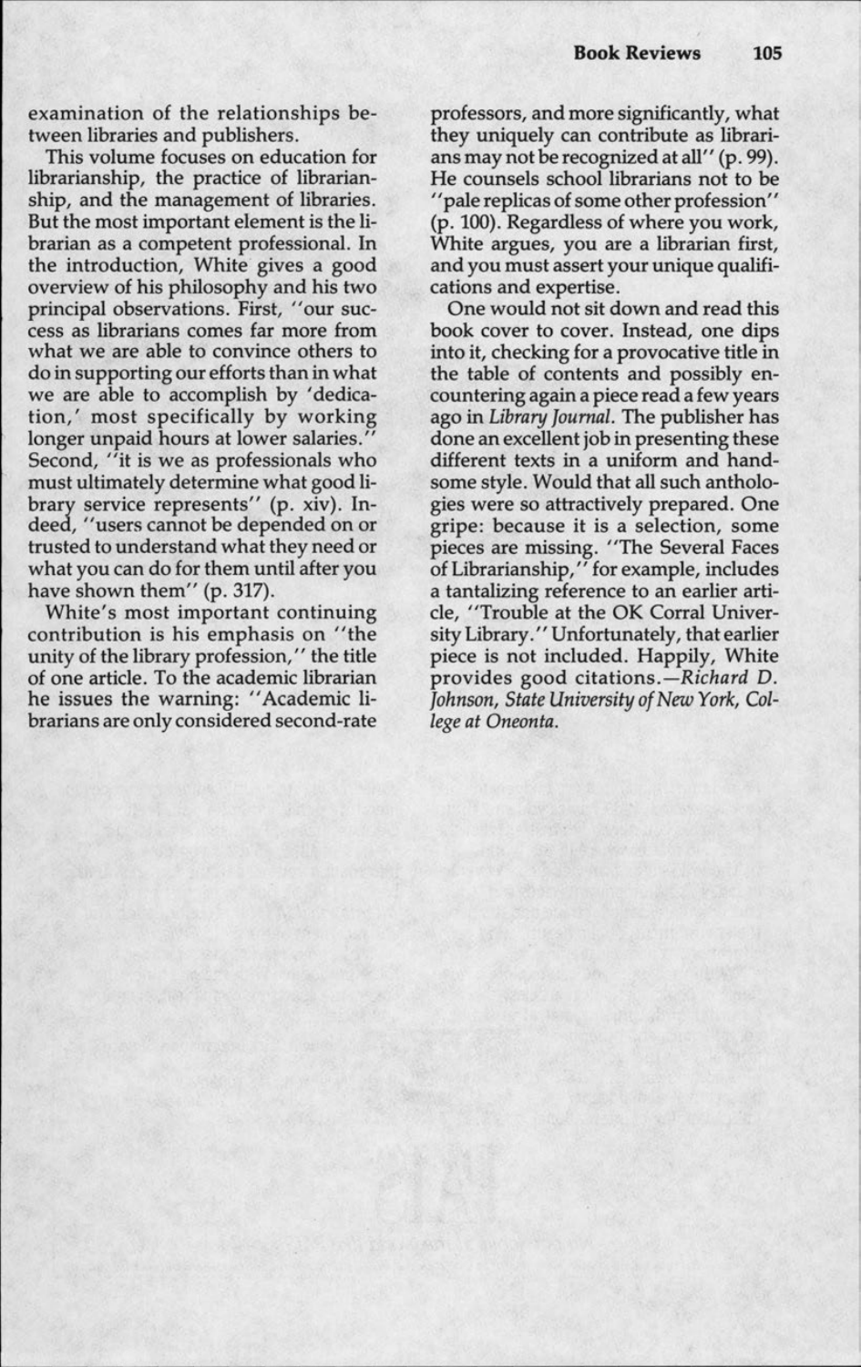examination of the relationships between libraries and publishers.

This volume focuses on education for librarianship, the practice of librarianship, and the management of libraries. But the most important element is the librarian as a competent professional. In the introduction, White gives a good overview of his philosophy and his two principal observations. First, "our success as librarians comes far more from what we are able to convince others to do in supporting our efforts than in what we are able to accomplish by 'dedication,' most specifically by working longer unpaid hours at lower salaries." Second, "it is we as professionals who must ultimately determine what good library service represents" (p. xiv). Indeed, "users cannot be depended on or trusted to understand what they need or what you can do for them until after you have shown them" (p. 317).

White's most important continuing contribution is his emphasis on "the unity of the library profession," the title of one article. To the academic librarian he issues the warning: "Academic librarians are only considered second-rate professors, and more significantly, what they uniquely can contribute as librarians may not be recognized at all" (p. 99). He counsels school librarians not to be "pale replicas of some other profession" (p. 100). Regardless of where you work, White argues, you are a librarian first, and you must assert your unique qualifications and expertise.

One would not sit down and read this book cover to cover. Instead, one dips into it, checking for a provocative title in the table of contents and possibly encountering again a piece read a few years ago in *Library Journal*. The publisher has done an excellent job in presenting these different texts in a uniform and handsome style. Would that all such anthologies were so attractively prepared. One gripe: because it is a selection, some pieces are missing. "The Several Faces of Librarianship," for example, includes a tantalizing reference to an earlier article, "Trouble at the OK Corral University Library." Unfortunately, that earlier piece is not included. Happily, White provides good citations.—*Richard D. Johnson, State University of New York, College at Oneonta.*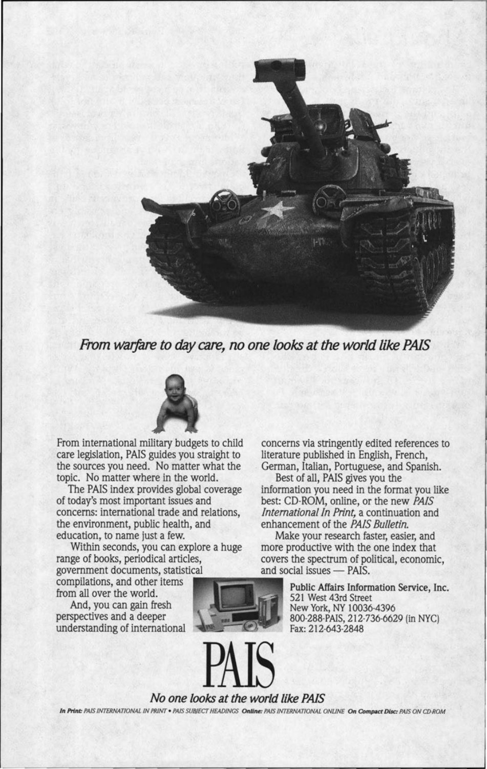*From warfare to day care, no one looks at the world like PAIS*

From international military budgets to child care legislation, PAIS guides you straight to the sources you need. No matter what the topic. No matter where in the world.

The PAIS index provides global coverage of today's most important issues and concerns: international trade and relations, the environment, public health, and education, to name just a few.

Within seconds, you can explore a huge range of books, periodical articles, government documents, statistical compilations, and other items from all over the world.

And, you can gain fresh perspectives and a deeper understanding of international concerns via stringently edited references to literature published in English, French, German, Italian, Portuguese, and Spanish.

Best of all, PAIS gives you the information you need in the format you like best: CD-ROM, online, or the new *PAIS International In Print,* a continuation and enhancement of the *PAIS Bulletin.*

Make your research faster, easier, and more productive with the one index that covers the spectrum of political, economic, and social issues — PAIS.

**Public Affairs Information Service, Inc.**
521 West 43rd Street
New York, NY 10036-4396
800-288-PAIS, 212-736-6629 (in NYC)
Fax: 212-643-2848

# PAIS

*No one looks at the world like PAIS*

***In Print:*** *PAIS INTERNATIONAL IN PRINT • PAIS SUBJECT HEADINGS* ***Online:*** *PAIS INTERNATIONAL ONLINE* ***On Compact Disc:*** *PAIS ON CD-ROM*